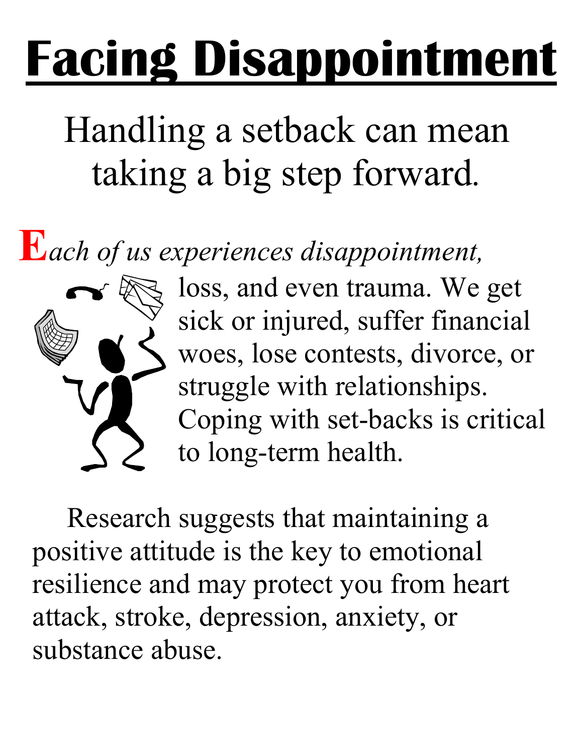# Facing Disappointment

## Handling a setback can mean taking a big step forward.

***Each of us experiences disappointment,*** loss, and even trauma. We get sick or injured, suffer financial woes, lose contests, divorce, or struggle with relationships. Coping with set-backs is critical to long-term health.

Research suggests that maintaining a positive attitude is the key to emotional resilience and may protect you from heart attack, stroke, depression, anxiety, or substance abuse.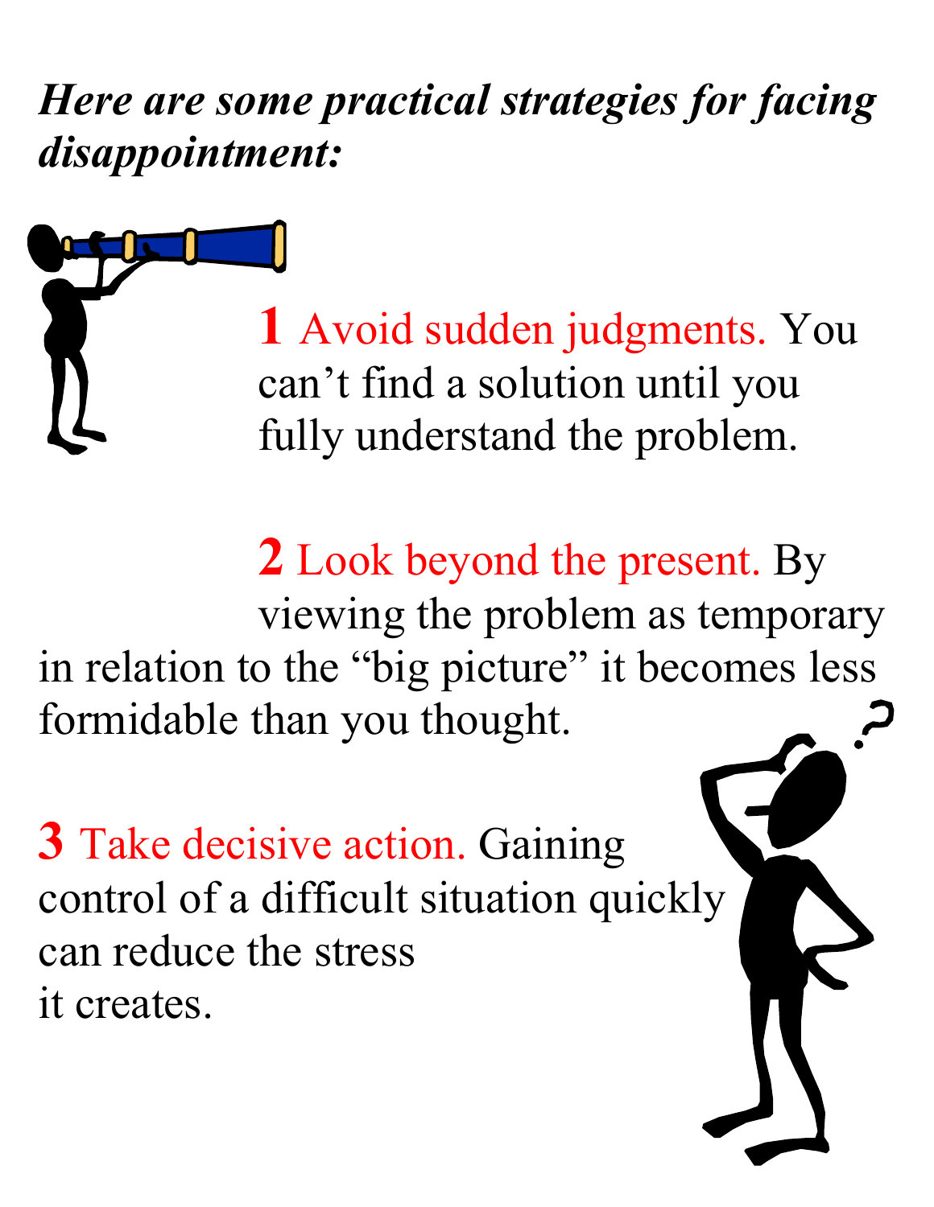***Here are some practical strategies for facing disappointment:***

**1** Avoid sudden judgments. You can't find a solution until you fully understand the problem.

**2** Look beyond the present. By viewing the problem as temporary in relation to the "big picture" it becomes less formidable than you thought.

**3** Take decisive action. Gaining control of a difficult situation quickly can reduce the stress it creates.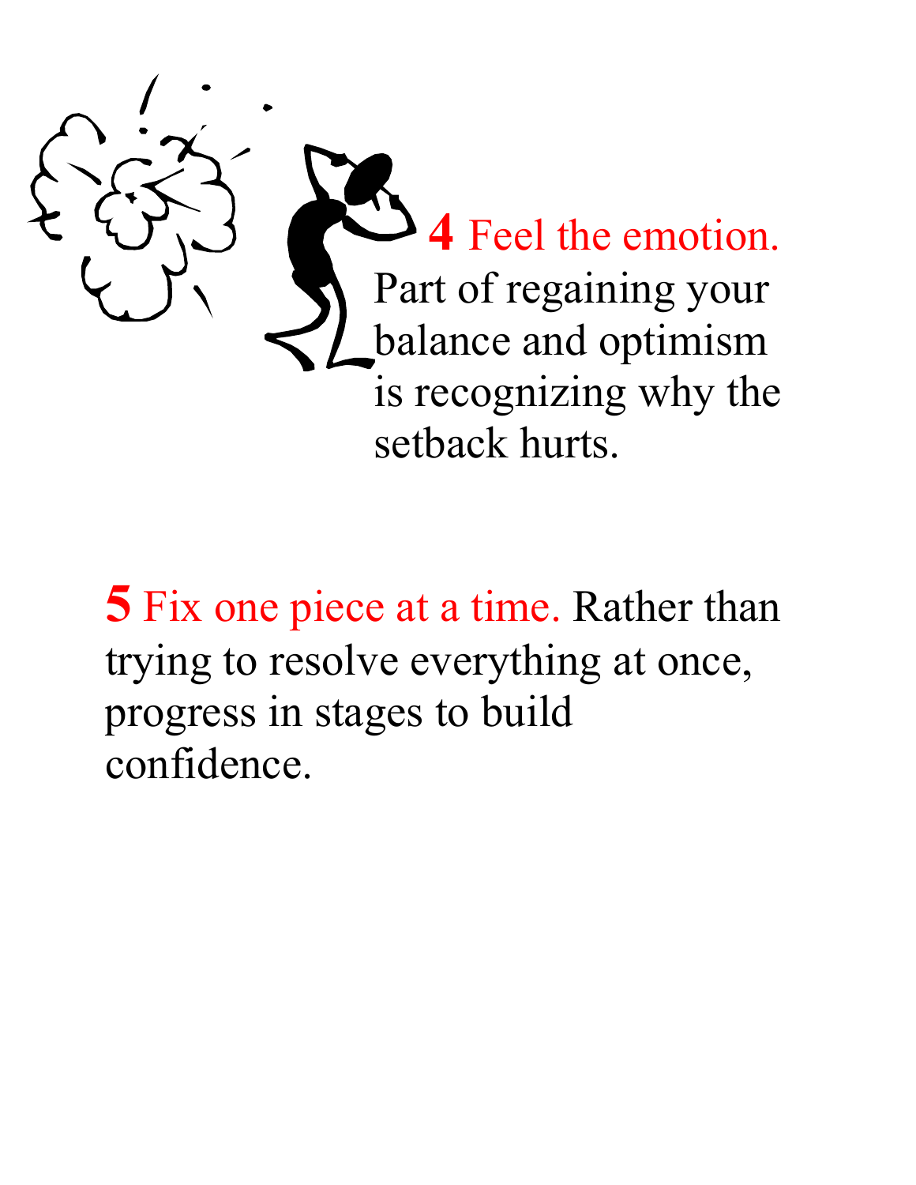**4** Feel the emotion. Part of regaining your balance and optimism is recognizing why the setback hurts.

**5** Fix one piece at a time. Rather than trying to resolve everything at once, progress in stages to build confidence.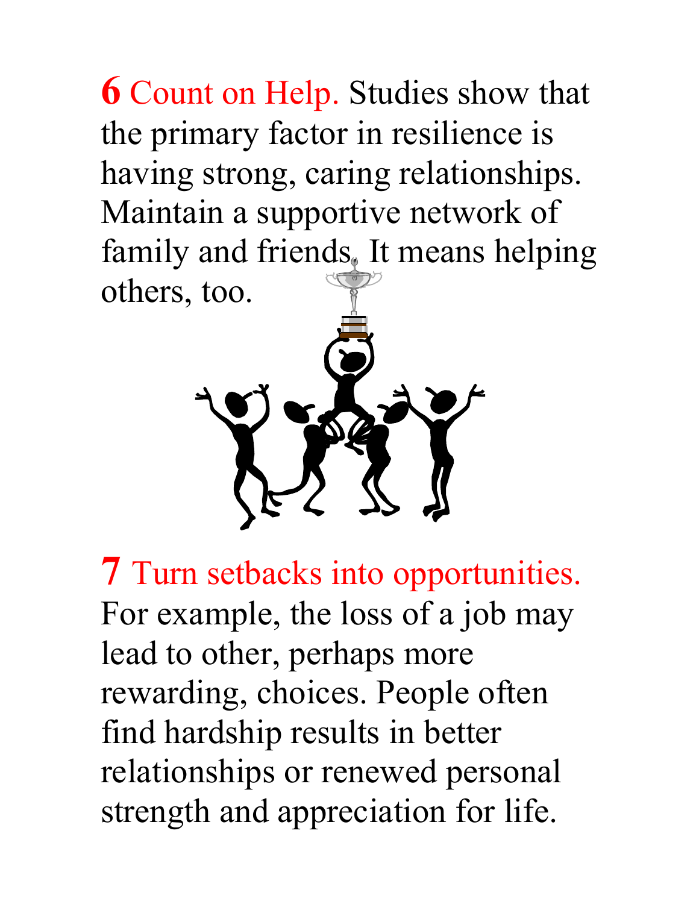**6** Count on Help. Studies show that the primary factor in resilience is having strong, caring relationships. Maintain a supportive network of family and friends. It means helping others, too.

**7** Turn setbacks into opportunities. For example, the loss of a job may lead to other, perhaps more rewarding, choices. People often find hardship results in better relationships or renewed personal strength and appreciation for life.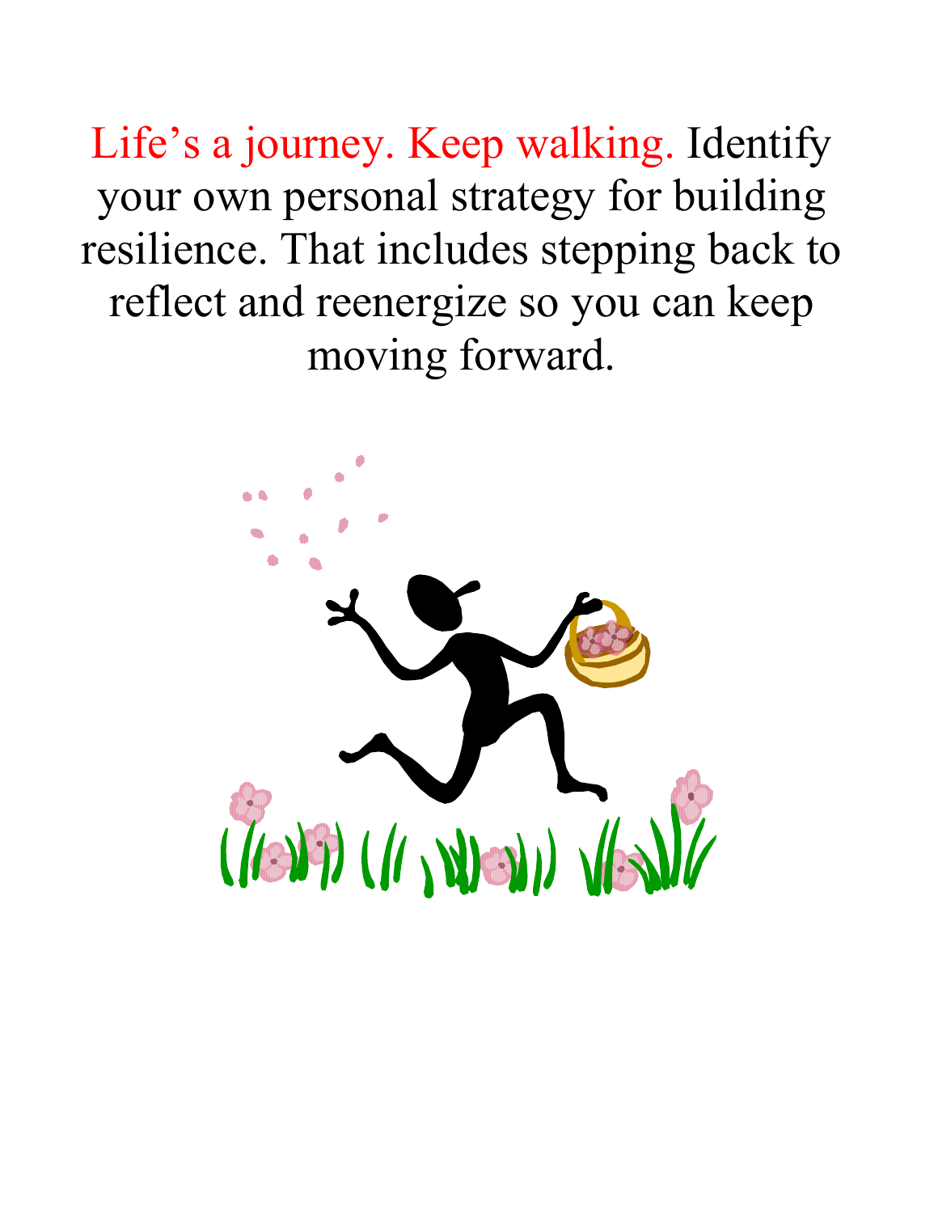Life’s a journey. Keep walking. Identify your own personal strategy for building resilience. That includes stepping back to reflect and reenergize so you can keep moving forward.